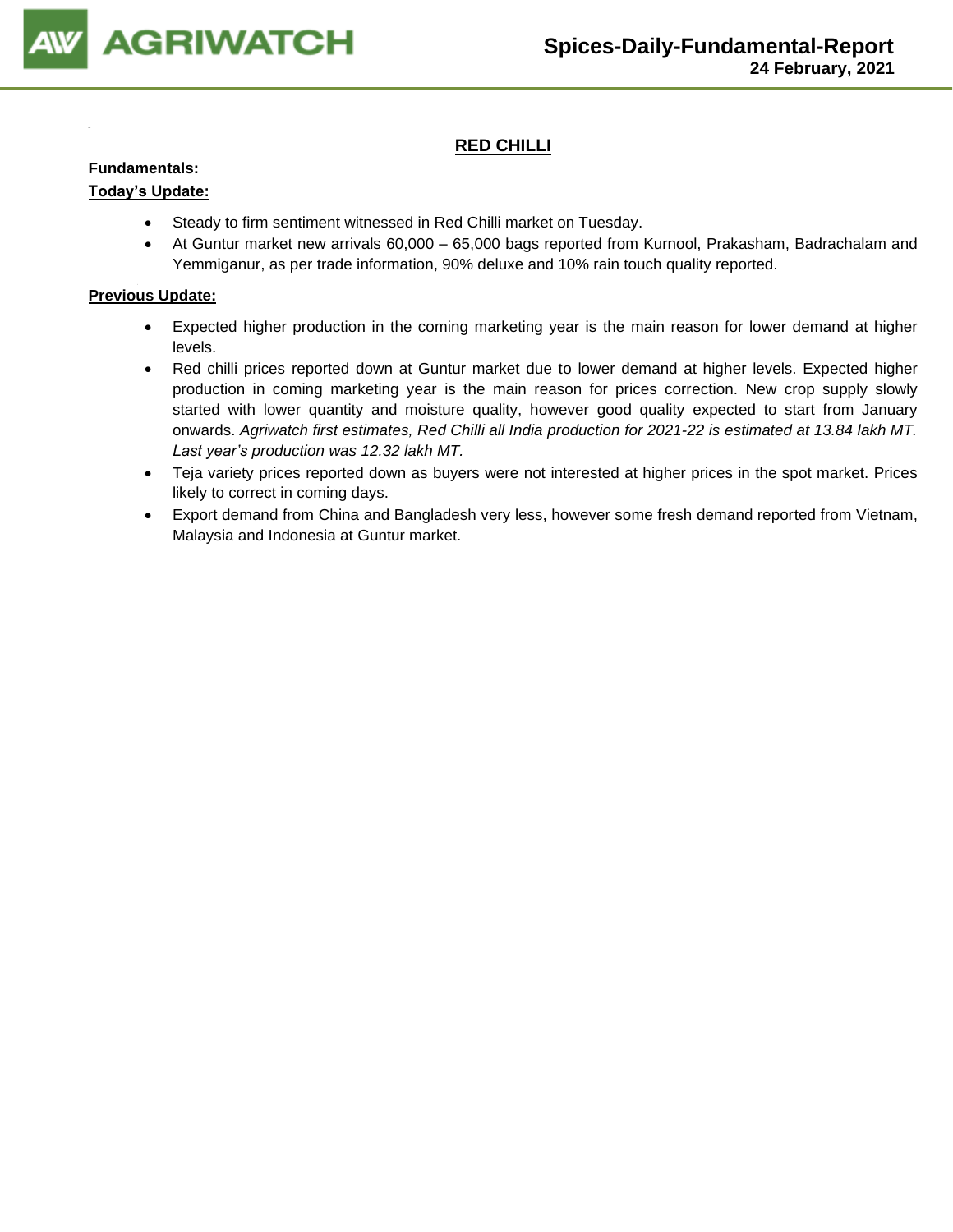# Spices-Daily-Fundamental-Report
**24 February, 2021**

## RED CHILLI

**Fundamentals:**

**Today's Update:**

- Steady to firm sentiment witnessed in Red Chilli market on Tuesday.
- At Guntur market new arrivals 60,000 – 65,000 bags reported from Kurnool, Prakasham, Badrachalam and Yemmiganur, as per trade information, 90% deluxe and 10% rain touch quality reported.

**Previous Update:**

- Expected higher production in the coming marketing year is the main reason for lower demand at higher levels.
- Red chilli prices reported down at Guntur market due to lower demand at higher levels. Expected higher production in coming marketing year is the main reason for prices correction. New crop supply slowly started with lower quantity and moisture quality, however good quality expected to start from January onwards. *Agriwatch first estimates, Red Chilli all India production for 2021-22 is estimated at 13.84 lakh MT. Last year's production was 12.32 lakh MT.*
- Teja variety prices reported down as buyers were not interested at higher prices in the spot market. Prices likely to correct in coming days.
- Export demand from China and Bangladesh very less, however some fresh demand reported from Vietnam, Malaysia and Indonesia at Guntur market.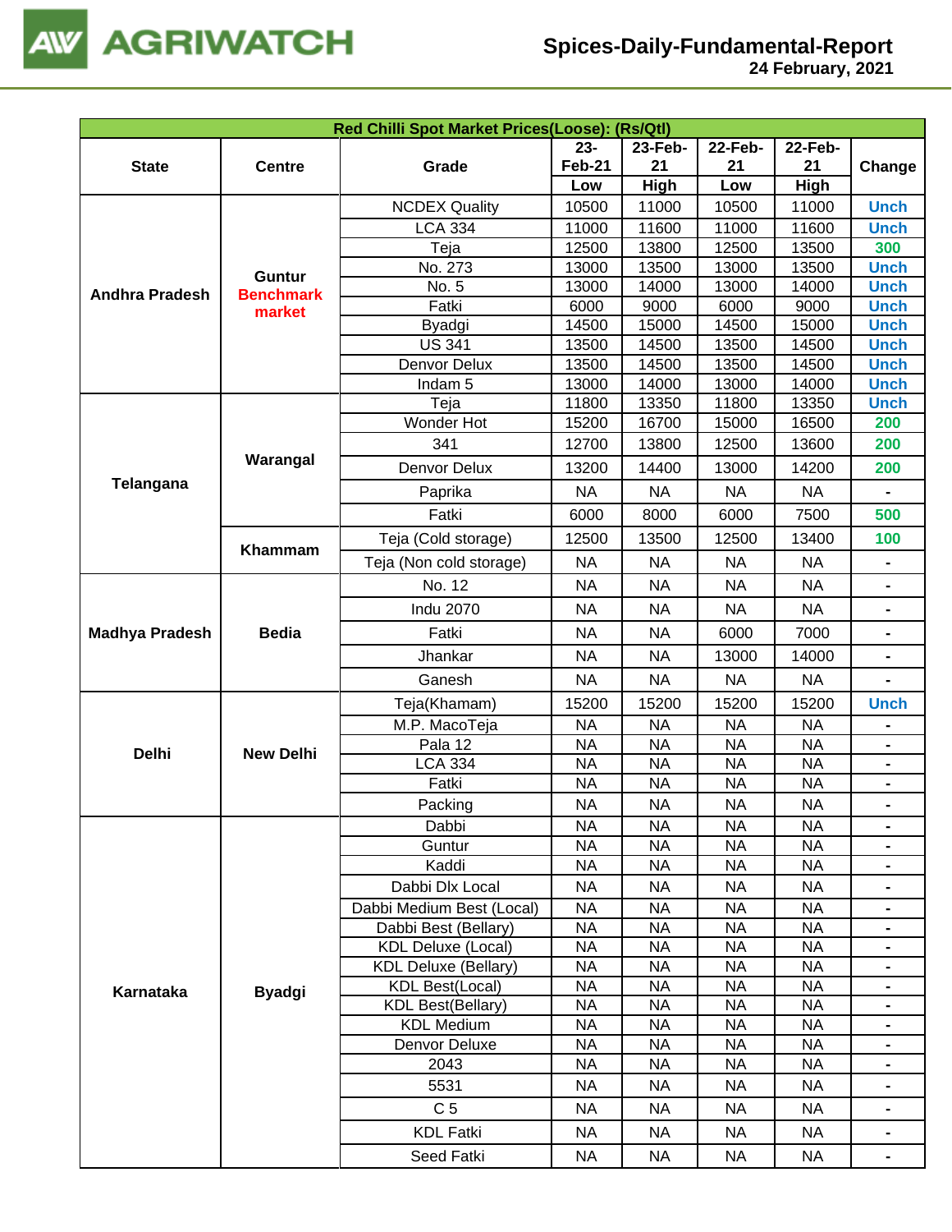| Red Chilli Spot Market Prices(Loose): (Rs/Qtl) | | | | | | | |
|---|---|---|---|---|---|---|---|
| State | Centre | Grade | 23-Feb-21 Low | 23-Feb-21 High | 22-Feb-21 Low | 22-Feb-21 High | Change |
| Andhra Pradesh | Guntur Benchmark market | NCDEX Quality | 10500 | 11000 | 10500 | 11000 | Unch |
| | | LCA 334 | 11000 | 11600 | 11000 | 11600 | Unch |
| | | Teja | 12500 | 13800 | 12500 | 13500 | 300 |
| | | No. 273 | 13000 | 13500 | 13000 | 13500 | Unch |
| | | No. 5 | 13000 | 14000 | 13000 | 14000 | Unch |
| | | Fatki | 6000 | 9000 | 6000 | 9000 | Unch |
| | | Byadgi | 14500 | 15000 | 14500 | 15000 | Unch |
| | | US 341 | 13500 | 14500 | 13500 | 14500 | Unch |
| | | Denvor Delux | 13500 | 14500 | 13500 | 14500 | Unch |
| | | Indam 5 | 13000 | 14000 | 13000 | 14000 | Unch |
| Telangana | Warangal | Teja | 11800 | 13350 | 11800 | 13350 | Unch |
| | | Wonder Hot | 15200 | 16700 | 15000 | 16500 | 200 |
| | | 341 | 12700 | 13800 | 12500 | 13600 | 200 |
| | | Denvor Delux | 13200 | 14400 | 13000 | 14200 | 200 |
| | | Paprika | NA | NA | NA | NA | - |
| | | Fatki | 6000 | 8000 | 6000 | 7500 | 500 |
| | Khammam | Teja (Cold storage) | 12500 | 13500 | 12500 | 13400 | 100 |
| | | Teja (Non cold storage) | NA | NA | NA | NA | - |
| Madhya Pradesh | Bedia | No. 12 | NA | NA | NA | NA | - |
| | | Indu 2070 | NA | NA | NA | NA | - |
| | | Fatki | NA | NA | 6000 | 7000 | - |
| | | Jhankar | NA | NA | 13000 | 14000 | - |
| | | Ganesh | NA | NA | NA | NA | - |
| Delhi | New Delhi | Teja(Khamam) | 15200 | 15200 | 15200 | 15200 | Unch |
| | | M.P. MacoTeja | NA | NA | NA | NA | - |
| | | Pala 12 | NA | NA | NA | NA | - |
| | | LCA 334 | NA | NA | NA | NA | - |
| | | Fatki | NA | NA | NA | NA | - |
| | | Packing | NA | NA | NA | NA | - |
| Karnataka | Byadgi | Dabbi | NA | NA | NA | NA | - |
| | | Guntur | NA | NA | NA | NA | - |
| | | Kaddi | NA | NA | NA | NA | - |
| | | Dabbi Dlx Local | NA | NA | NA | NA | - |
| | | Dabbi Medium Best (Local) | NA | NA | NA | NA | - |
| | | Dabbi Best (Bellary) | NA | NA | NA | NA | - |
| | | KDL Deluxe (Local) | NA | NA | NA | NA | - |
| | | KDL Deluxe (Bellary) | NA | NA | NA | NA | - |
| | | KDL Best(Local) | NA | NA | NA | NA | - |
| | | KDL Best(Bellary) | NA | NA | NA | NA | - |
| | | KDL Medium | NA | NA | NA | NA | - |
| | | Denvor Deluxe | NA | NA | NA | NA | - |
| | | 2043 | NA | NA | NA | NA | - |
| | | 5531 | NA | NA | NA | NA | - |
| | | C 5 | NA | NA | NA | NA | - |
| | | KDL Fatki | NA | NA | NA | NA | - |
| | | Seed Fatki | NA | NA | NA | NA | - |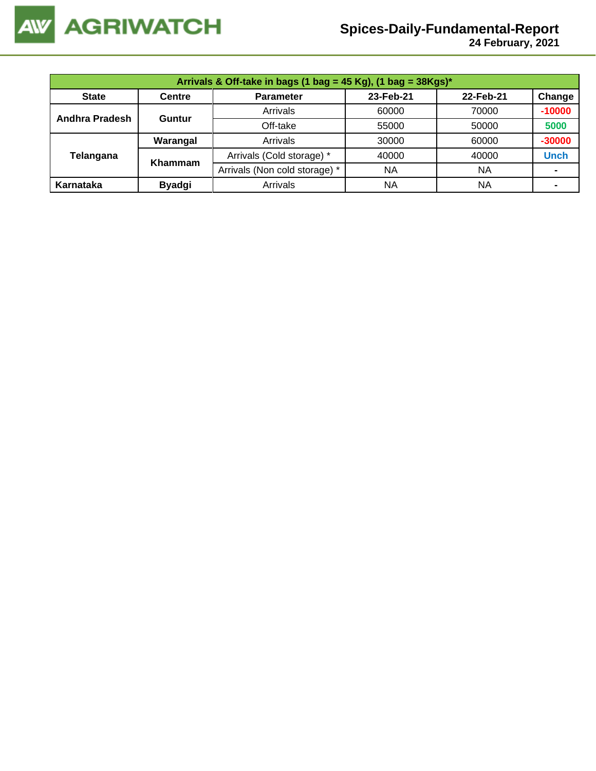| Arrivals & Off-take in bags (1 bag = 45 Kg), (1 bag = 38Kgs)* | | | | | |
|---|---|---|---|---|---|
| **State** | **Centre** | **Parameter** | **23-Feb-21** | **22-Feb-21** | **Change** |
| **Andhra Pradesh** | **Guntur** | Arrivals | 60000 | 70000 | **-10000** |
| | | Off-take | 55000 | 50000 | **5000** |
| **Telangana** | **Warangal** | Arrivals | 30000 | 60000 | **-30000** |
| | **Khammam** | Arrivals (Cold storage) * | 40000 | 40000 | **Unch** |
| | | Arrivals (Non cold storage) * | NA | NA | **-** |
| **Karnataka** | **Byadgi** | Arrivals | NA | NA | **-** |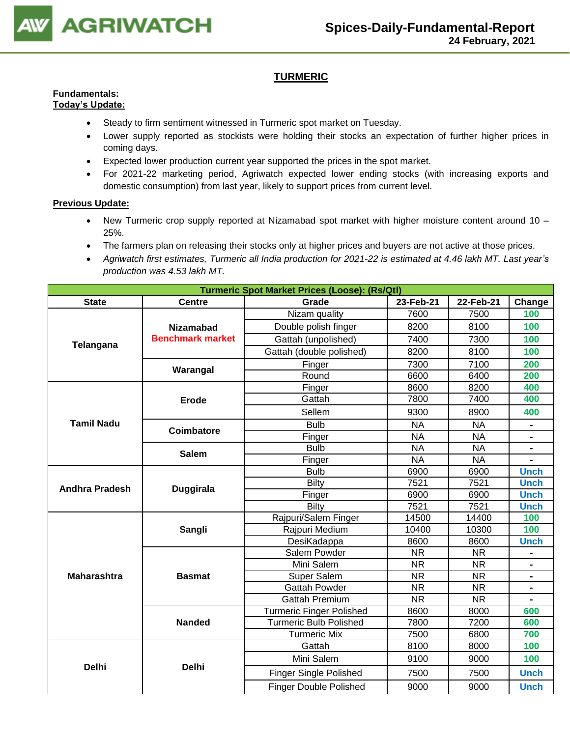## TURMERIC

**Fundamentals:**

**Today's Update:**

- Steady to firm sentiment witnessed in Turmeric spot market on Tuesday.
- Lower supply reported as stockists were holding their stocks an expectation of further higher prices in coming days.
- Expected lower production current year supported the prices in the spot market.
- For 2021-22 marketing period, Agriwatch expected lower ending stocks (with increasing exports and domestic consumption) from last year, likely to support prices from current level.

**Previous Update:**

- New Turmeric crop supply reported at Nizamabad spot market with higher moisture content around 10 – 25%.
- The farmers plan on releasing their stocks only at higher prices and buyers are not active at those prices.
- *Agriwatch first estimates, Turmeric all India production for 2021-22 is estimated at 4.46 lakh MT. Last year's production was 4.53 lakh MT.*

| Turmeric Spot Market Prices (Loose): (Rs/Qtl) | | | | | |
|---|---|---|---|---|---|
| **State** | **Centre** | **Grade** | **23-Feb-21** | **22-Feb-21** | **Change** |
| **Telangana** | **Nizamabad Benchmark market** | Nizam quality | 7600 | 7500 | 100 |
| | | Double polish finger | 8200 | 8100 | 100 |
| | | Gattah (unpolished) | 7400 | 7300 | 100 |
| | | Gattah (double polished) | 8200 | 8100 | 100 |
| | **Warangal** | Finger | 7300 | 7100 | 200 |
| | | Round | 6600 | 6400 | 200 |
| **Tamil Nadu** | **Erode** | Finger | 8600 | 8200 | 400 |
| | | Gattah | 7800 | 7400 | 400 |
| | | Sellem | 9300 | 8900 | 400 |
| | **Coimbatore** | Bulb | NA | NA | - |
| | | Finger | NA | NA | - |
| | **Salem** | Bulb | NA | NA | - |
| | | Finger | NA | NA | - |
| **Andhra Pradesh** | **Duggirala** | Bulb | 6900 | 6900 | Unch |
| | | Bilty | 7521 | 7521 | Unch |
| | | Finger | 6900 | 6900 | Unch |
| | | Bilty | 7521 | 7521 | Unch |
| **Maharashtra** | **Sangli** | Rajpuri/Salem Finger | 14500 | 14400 | 100 |
| | | Rajpuri Medium | 10400 | 10300 | 100 |
| | | DesiKadappa | 8600 | 8600 | Unch |
| | **Basmat** | Salem Powder | NR | NR | - |
| | | Mini Salem | NR | NR | - |
| | | Super Salem | NR | NR | - |
| | | Gattah Powder | NR | NR | - |
| | | Gattah Premium | NR | NR | - |
| | **Nanded** | Turmeric Finger Polished | 8600 | 8000 | 600 |
| | | Turmeric Bulb Polished | 7800 | 7200 | 600 |
| | | Turmeric Mix | 7500 | 6800 | 700 |
| **Delhi** | **Delhi** | Gattah | 8100 | 8000 | 100 |
| | | Mini Salem | 9100 | 9000 | 100 |
| | | Finger Single Polished | 7500 | 7500 | Unch |
| | | Finger Double Polished | 9000 | 9000 | Unch |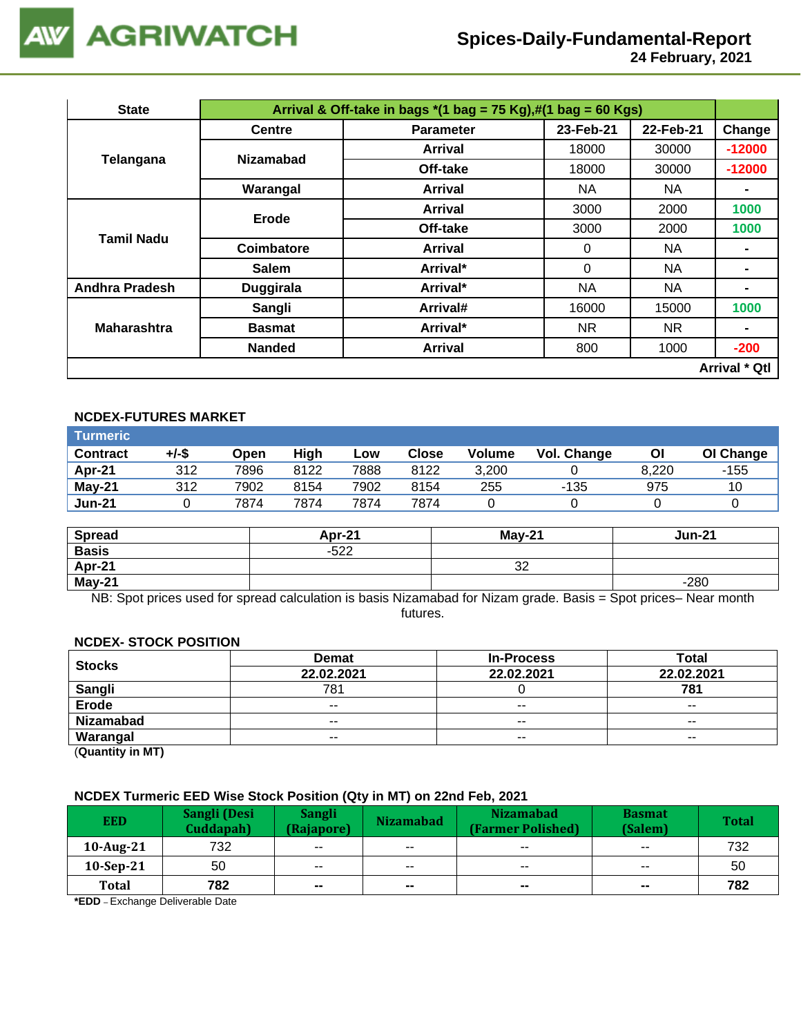# AGRIWATCH

## Spices-Daily-Fundamental-Report
24 February, 2021

| State | Arrival & Off-take in bags *(1 bag = 75 Kg),#(1 bag = 60 Kgs) | | | | |
|---|---|---|---|---|---|
| | Centre | Parameter | 23-Feb-21 | 22-Feb-21 | Change |
| Telangana | Nizamabad | Arrival | 18000 | 30000 | -12000 |
| | | Off-take | 18000 | 30000 | -12000 |
| | Warangal | Arrival | NA | NA | - |
| Tamil Nadu | Erode | Arrival | 3000 | 2000 | 1000 |
| | | Off-take | 3000 | 2000 | 1000 |
| | Coimbatore | Arrival | 0 | NA | - |
| | Salem | Arrival* | 0 | NA | - |
| Andhra Pradesh | Duggirala | Arrival* | NA | NA | - |
| Maharashtra | Sangli | Arrival# | 16000 | 15000 | 1000 |
| | Basmat | Arrival* | NR | NR | - |
| | Nanded | Arrival | 800 | 1000 | -200 |
| | | | | | Arrival * Qtl |

### NCDEX-FUTURES MARKET

| Turmeric | | | | | | | | | |
|---|---|---|---|---|---|---|---|---|---|
| Contract | +/-$ | Open | High | Low | Close | Volume | Vol. Change | OI | OI Change |
| Apr-21 | 312 | 7896 | 8122 | 7888 | 8122 | 3,200 | 0 | 8,220 | -155 |
| May-21 | 312 | 7902 | 8154 | 7902 | 8154 | 255 | -135 | 975 | 10 |
| Jun-21 | 0 | 7874 | 7874 | 7874 | 7874 | 0 | 0 | 0 | 0 |

| Spread | Apr-21 | May-21 | Jun-21 |
|---|---|---|---|
| Basis | -522 | | |
| Apr-21 | | 32 | |
| May-21 | | | -280 |

NB: Spot prices used for spread calculation is basis Nizamabad for Nizam grade. Basis = Spot prices– Near month futures.

### NCDEX- STOCK POSITION

| Stocks | Demat | In-Process | Total |
|---|---|---|---|
| | 22.02.2021 | 22.02.2021 | 22.02.2021 |
| Sangli | 781 | 0 | 781 |
| Erode | -- | -- | -- |
| Nizamabad | -- | -- | -- |
| Warangal | -- | -- | -- |

(Quantity in MT)

### NCDEX Turmeric EED Wise Stock Position (Qty in MT) on 22nd Feb, 2021

| EED | Sangli (Desi Cuddapah) | Sangli (Rajapore) | Nizamabad | Nizamabad (Farmer Polished) | Basmat (Salem) | Total |
|---|---|---|---|---|---|---|
| 10-Aug-21 | 732 | -- | -- | -- | -- | 732 |
| 10-Sep-21 | 50 | -- | -- | -- | -- | 50 |
| Total | 782 | -- | -- | -- | -- | 782 |

*EDD – Exchange Deliverable Date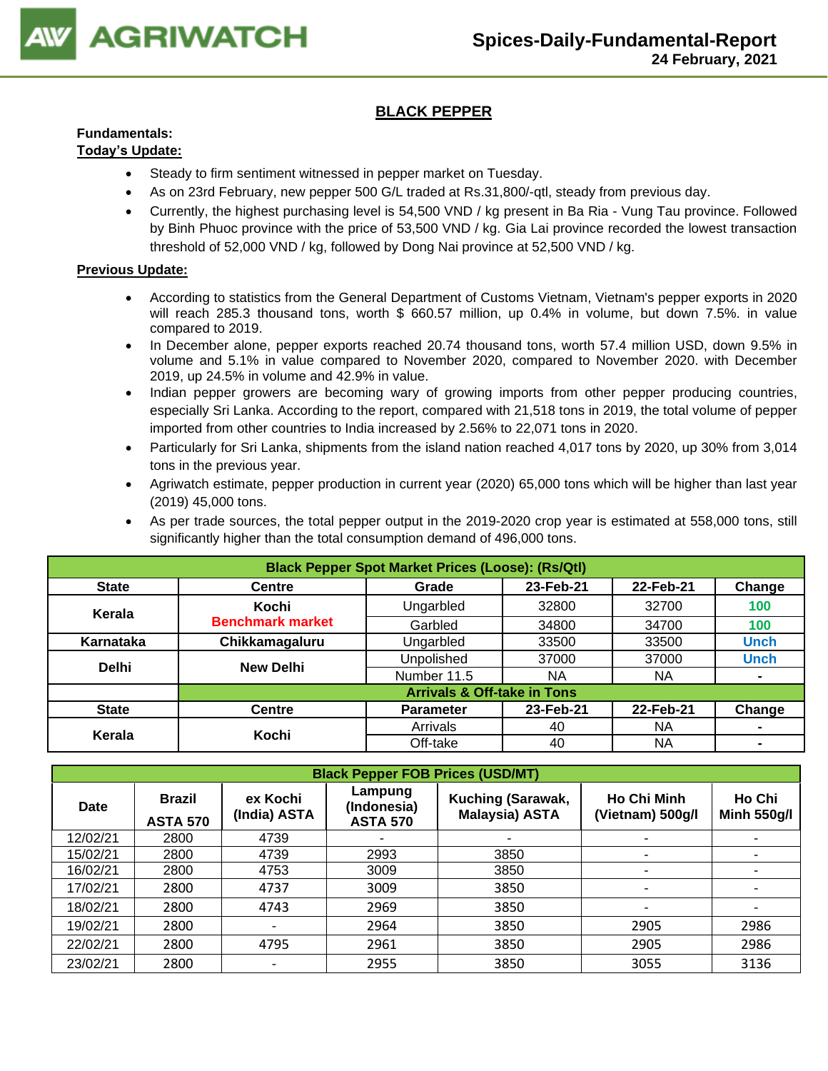# BLACK PEPPER

**Fundamentals:**

**Today's Update:**

- Steady to firm sentiment witnessed in pepper market on Tuesday.
- As on 23rd February, new pepper 500 G/L traded at Rs.31,800/-qtl, steady from previous day.
- Currently, the highest purchasing level is 54,500 VND / kg present in Ba Ria - Vung Tau province. Followed by Binh Phuoc province with the price of 53,500 VND / kg. Gia Lai province recorded the lowest transaction threshold of 52,000 VND / kg, followed by Dong Nai province at 52,500 VND / kg.

**Previous Update:**

- According to statistics from the General Department of Customs Vietnam, Vietnam's pepper exports in 2020 will reach 285.3 thousand tons, worth $ 660.57 million, up 0.4% in volume, but down 7.5%. in value compared to 2019.
- In December alone, pepper exports reached 20.74 thousand tons, worth 57.4 million USD, down 9.5% in volume and 5.1% in value compared to November 2020, compared to November 2020. with December 2019, up 24.5% in volume and 42.9% in value.
- Indian pepper growers are becoming wary of growing imports from other pepper producing countries, especially Sri Lanka. According to the report, compared with 21,518 tons in 2019, the total volume of pepper imported from other countries to India increased by 2.56% to 22,071 tons in 2020.
- Particularly for Sri Lanka, shipments from the island nation reached 4,017 tons by 2020, up 30% from 3,014 tons in the previous year.
- Agriwatch estimate, pepper production in current year (2020) 65,000 tons which will be higher than last year (2019) 45,000 tons.
- As per trade sources, the total pepper output in the 2019-2020 crop year is estimated at 558,000 tons, still significantly higher than the total consumption demand of 496,000 tons.

| Black Pepper Spot Market Prices (Loose): (Rs/Qtl) | | | | | |
|---|---|---|---|---|---|
| State | Centre | Grade | 23-Feb-21 | 22-Feb-21 | Change |
| Kerala | Kochi Benchmark market | Ungarbled | 32800 | 32700 | 100 |
| | | Garbled | 34800 | 34700 | 100 |
| Karnataka | Chikkamagaluru | Ungarbled | 33500 | 33500 | Unch |
| Delhi | New Delhi | Unpolished | 37000 | 37000 | Unch |
| | | Number 11.5 | NA | NA | - |
| | Arrivals & Off-take in Tons | | | | |
| State | Centre | Parameter | 23-Feb-21 | 22-Feb-21 | Change |
| Kerala | Kochi | Arrivals | 40 | NA | - |
| | | Off-take | 40 | NA | - |

| Black Pepper FOB Prices (USD/MT) | | | | | | |
|---|---|---|---|---|---|---|
| Date | Brazil ASTA 570 | ex Kochi (India) ASTA | Lampung (Indonesia) ASTA 570 | Kuching (Sarawak, Malaysia) ASTA | Ho Chi Minh (Vietnam) 500g/l | Ho Chi Minh 550g/l |
| 12/02/21 | 2800 | 4739 | - | - | - | - |
| 15/02/21 | 2800 | 4739 | 2993 | 3850 | - | - |
| 16/02/21 | 2800 | 4753 | 3009 | 3850 | - | - |
| 17/02/21 | 2800 | 4737 | 3009 | 3850 | - | - |
| 18/02/21 | 2800 | 4743 | 2969 | 3850 | - | - |
| 19/02/21 | 2800 | - | 2964 | 3850 | 2905 | 2986 |
| 22/02/21 | 2800 | 4795 | 2961 | 3850 | 2905 | 2986 |
| 23/02/21 | 2800 | - | 2955 | 3850 | 3055 | 3136 |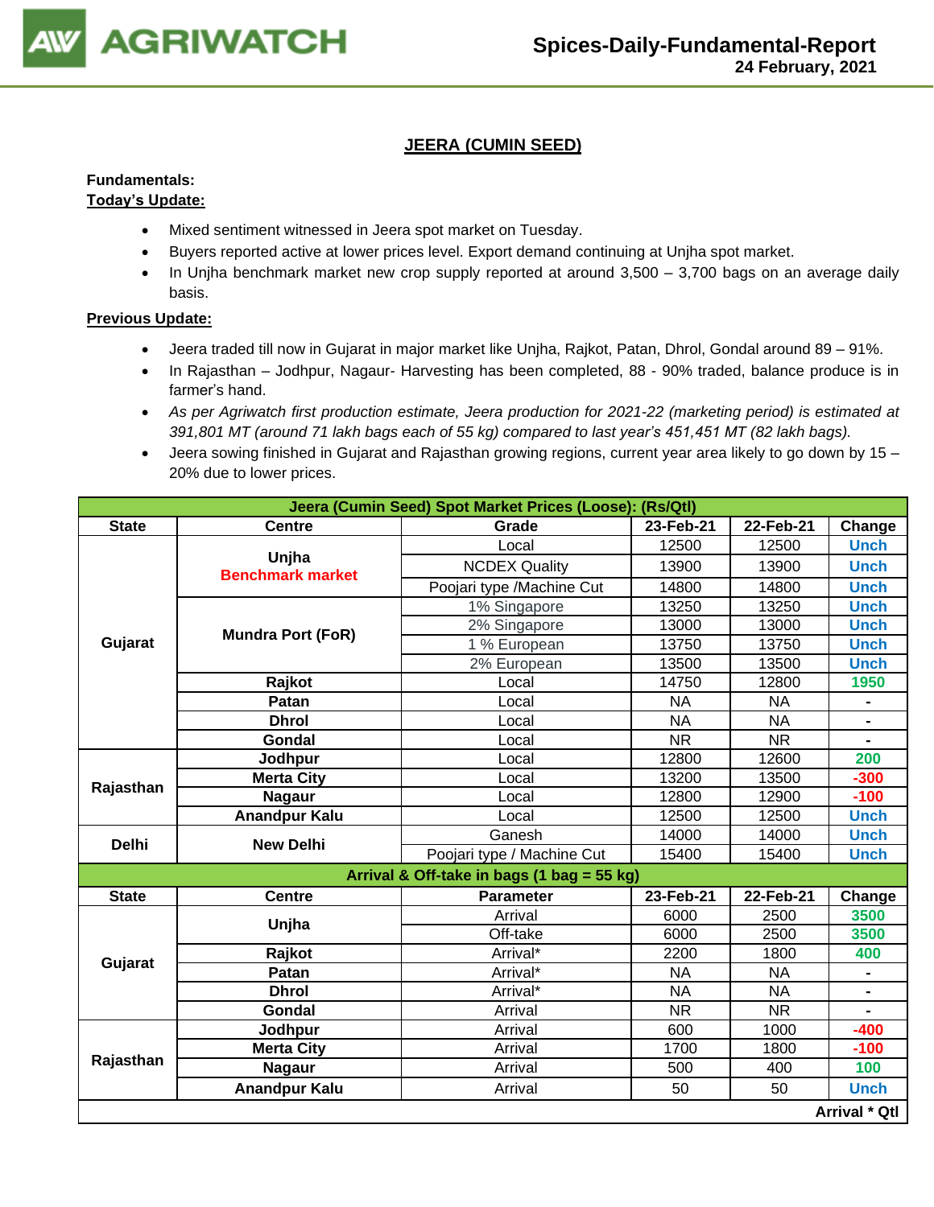# Spices-Daily-Fundamental-Report

**24 February, 2021**

## JEERA (CUMIN SEED)

**Fundamentals:**

**Today's Update:**

- Mixed sentiment witnessed in Jeera spot market on Tuesday.
- Buyers reported active at lower prices level. Export demand continuing at Unjha spot market.
- In Unjha benchmark market new crop supply reported at around 3,500 – 3,700 bags on an average daily basis.

**Previous Update:**

- Jeera traded till now in Gujarat in major market like Unjha, Rajkot, Patan, Dhrol, Gondal around 89 – 91%.
- In Rajasthan – Jodhpur, Nagaur- Harvesting has been completed, 88 - 90% traded, balance produce is in farmer's hand.
- *As per Agriwatch first production estimate, Jeera production for 2021-22 (marketing period) is estimated at 391,801 MT (around 71 lakh bags each of 55 kg) compared to last year's 451,451 MT (82 lakh bags).*
- Jeera sowing finished in Gujarat and Rajasthan growing regions, current year area likely to go down by 15 – 20% due to lower prices.

| Jeera (Cumin Seed) Spot Market Prices (Loose): (Rs/Qtl) | | | | | |
|---|---|---|---|---|---|
| **State** | **Centre** | **Grade** | **23-Feb-21** | **22-Feb-21** | **Change** |
| Gujarat | Unjha Benchmark market | Local | 12500 | 12500 | Unch |
| | | NCDEX Quality | 13900 | 13900 | Unch |
| | | Poojari type /Machine Cut | 14800 | 14800 | Unch |
| | Mundra Port (FoR) | 1% Singapore | 13250 | 13250 | Unch |
| | | 2% Singapore | 13000 | 13000 | Unch |
| | | 1 % European | 13750 | 13750 | Unch |
| | | 2% European | 13500 | 13500 | Unch |
| | Rajkot | Local | 14750 | 12800 | 1950 |
| | Patan | Local | NA | NA | - |
| | Dhrol | Local | NA | NA | - |
| | Gondal | Local | NR | NR | - |
| Rajasthan | Jodhpur | Local | 12800 | 12600 | 200 |
| | Merta City | Local | 13200 | 13500 | -300 |
| | Nagaur | Local | 12800 | 12900 | -100 |
| | Anandpur Kalu | Local | 12500 | 12500 | Unch |
| Delhi | New Delhi | Ganesh | 14000 | 14000 | Unch |
| | | Poojari type / Machine Cut | 15400 | 15400 | Unch |
| **Arrival & Off-take in bags (1 bag = 55 kg)** | | | | | |
| **State** | **Centre** | **Parameter** | **23-Feb-21** | **22-Feb-21** | **Change** |
| Gujarat | Unjha | Arrival | 6000 | 2500 | 3500 |
| | | Off-take | 6000 | 2500 | 3500 |
| | Rajkot | Arrival* | 2200 | 1800 | 400 |
| | Patan | Arrival* | NA | NA | - |
| | Dhrol | Arrival* | NA | NA | - |
| | Gondal | Arrival | NR | NR | - |
| Rajasthan | Jodhpur | Arrival | 600 | 1000 | -400 |
| | Merta City | Arrival | 1700 | 1800 | -100 |
| | Nagaur | Arrival | 500 | 400 | 100 |
| | Anandpur Kalu | Arrival | 50 | 50 | Unch |
| | | | | | **Arrival * Qtl** |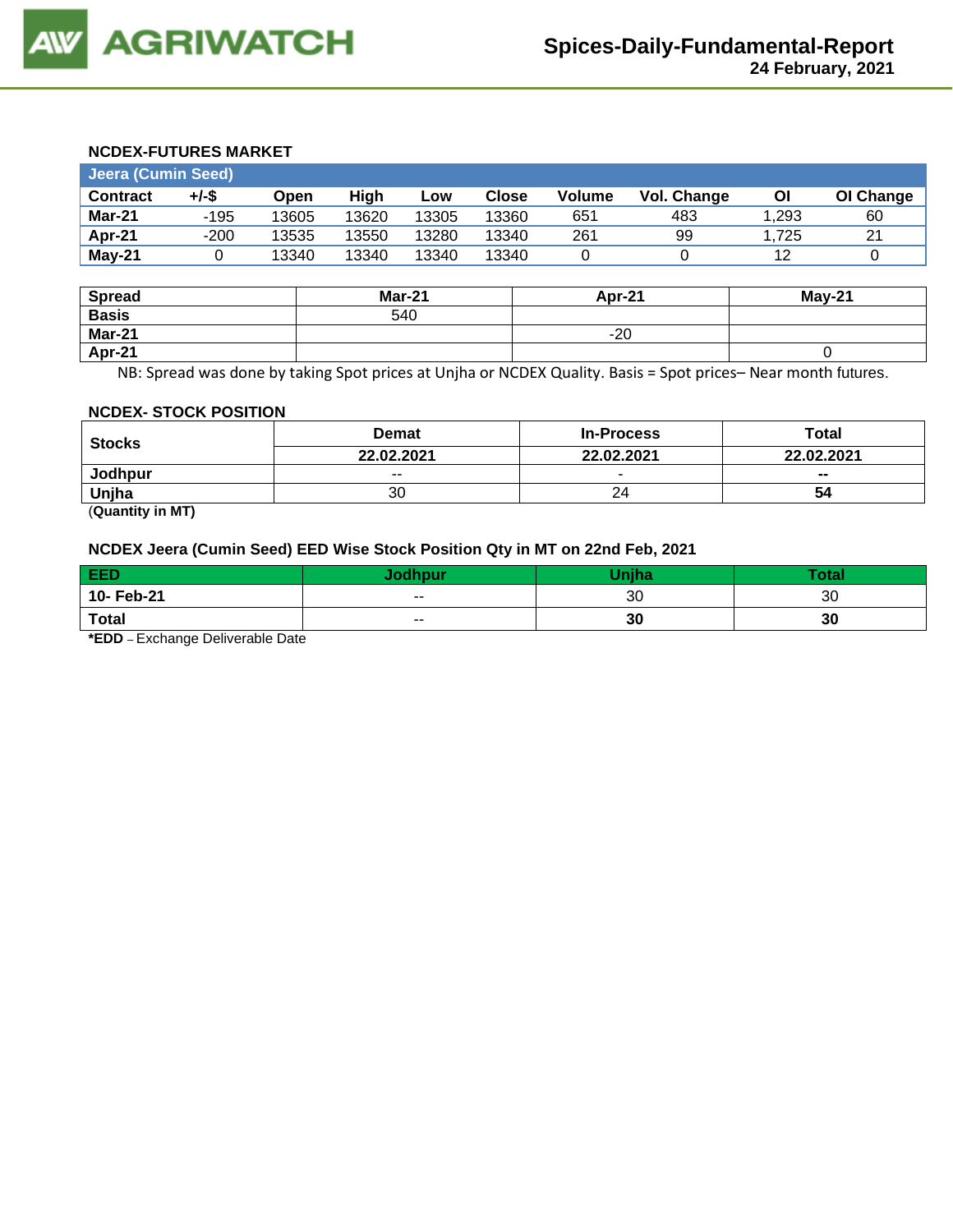## NCDEX-FUTURES MARKET

| Jeera (Cumin Seed) | | | | | | | | | |
|---|---|---|---|---|---|---|---|---|---|
| **Contract** | **+/-$** | **Open** | **High** | **Low** | **Close** | **Volume** | **Vol. Change** | **OI** | **OI Change** |
| **Mar-21** | -195 | 13605 | 13620 | 13305 | 13360 | 651 | 483 | 1,293 | 60 |
| **Apr-21** | -200 | 13535 | 13550 | 13280 | 13340 | 261 | 99 | 1,725 | 21 |
| **May-21** | 0 | 13340 | 13340 | 13340 | 13340 | 0 | 0 | 12 | 0 |

| Spread | Mar-21 | Apr-21 | May-21 |
|---|---|---|---|
| **Basis** | 540 | | |
| **Mar-21** | | -20 | |
| **Apr-21** | | | 0 |

NB: Spread was done by taking Spot prices at Unjha or NCDEX Quality. Basis = Spot prices– Near month futures.

## NCDEX- STOCK POSITION

| Stocks | Demat | In-Process | Total |
|---|---|---|---|
| | **22.02.2021** | **22.02.2021** | **22.02.2021** |
| **Jodhpur** | -- | - | **--** |
| **Unjha** | 30 | 24 | **54** |

(**Quantity in MT)**

## NCDEX Jeera (Cumin Seed) EED Wise Stock Position Qty in MT on 22nd Feb, 2021

| EED | Jodhpur | Unjha | Total |
|---|---|---|---|
| **10- Feb-21** | -- | 30 | 30 |
| **Total** | -- | **30** | **30** |

***EDD** – Exchange Deliverable Date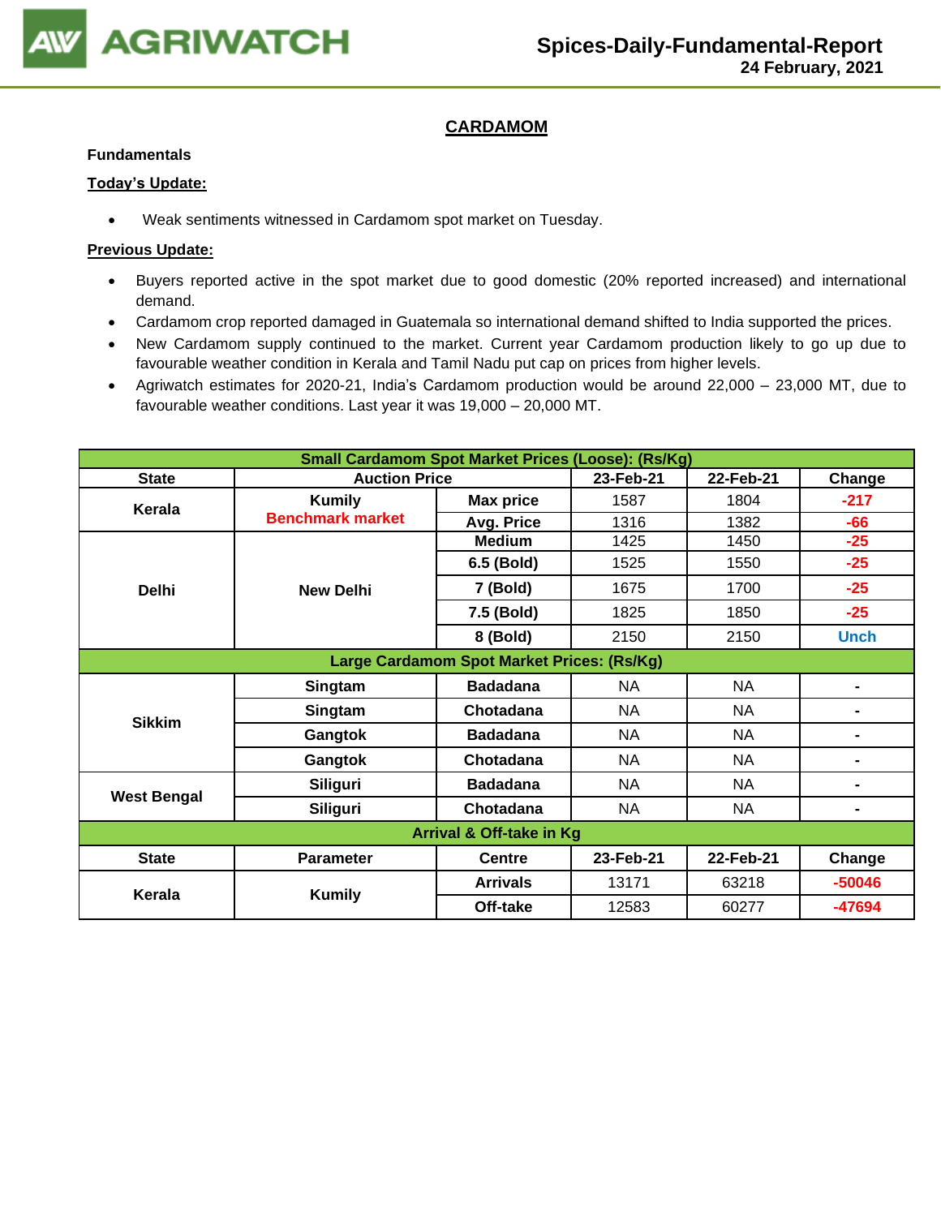## CARDAMOM

**Fundamentals**

**Today's Update:**

- Weak sentiments witnessed in Cardamom spot market on Tuesday.

**Previous Update:**

- Buyers reported active in the spot market due to good domestic (20% reported increased) and international demand.
- Cardamom crop reported damaged in Guatemala so international demand shifted to India supported the prices.
- New Cardamom supply continued to the market. Current year Cardamom production likely to go up due to favourable weather condition in Kerala and Tamil Nadu put cap on prices from higher levels.
- Agriwatch estimates for 2020-21, India's Cardamom production would be around 22,000 – 23,000 MT, due to favourable weather conditions. Last year it was 19,000 – 20,000 MT.

| Small Cardamom Spot Market Prices (Loose): (Rs/Kg) | | | | | |
|---|---|---|---|---|---|
| **State** | **Auction Price** | | **23-Feb-21** | **22-Feb-21** | **Change** |
| **Kerala** | **Kumily** **Benchmark market** | **Max price** | 1587 | 1804 | -217 |
| | | **Avg. Price** | 1316 | 1382 | -66 |
| **Delhi** | **New Delhi** | **Medium** | 1425 | 1450 | -25 |
| | | **6.5 (Bold)** | 1525 | 1550 | -25 |
| | | **7 (Bold)** | 1675 | 1700 | -25 |
| | | **7.5 (Bold)** | 1825 | 1850 | -25 |
| | | **8 (Bold)** | 2150 | 2150 | Unch |
| **Large Cardamom Spot Market Prices: (Rs/Kg)** | | | | | |
| **Sikkim** | **Singtam** | **Badadana** | NA | NA | - |
| | **Singtam** | **Chotadana** | NA | NA | - |
| | **Gangtok** | **Badadana** | NA | NA | - |
| | **Gangtok** | **Chotadana** | NA | NA | - |
| **West Bengal** | **Siliguri** | **Badadana** | NA | NA | - |
| | **Siliguri** | **Chotadana** | NA | NA | - |
| **Arrival & Off-take in Kg** | | | | | |
| **State** | **Parameter** | **Centre** | **23-Feb-21** | **22-Feb-21** | **Change** |
| **Kerala** | **Kumily** | **Arrivals** | 13171 | 63218 | -50046 |
| | | **Off-take** | 12583 | 60277 | -47694 |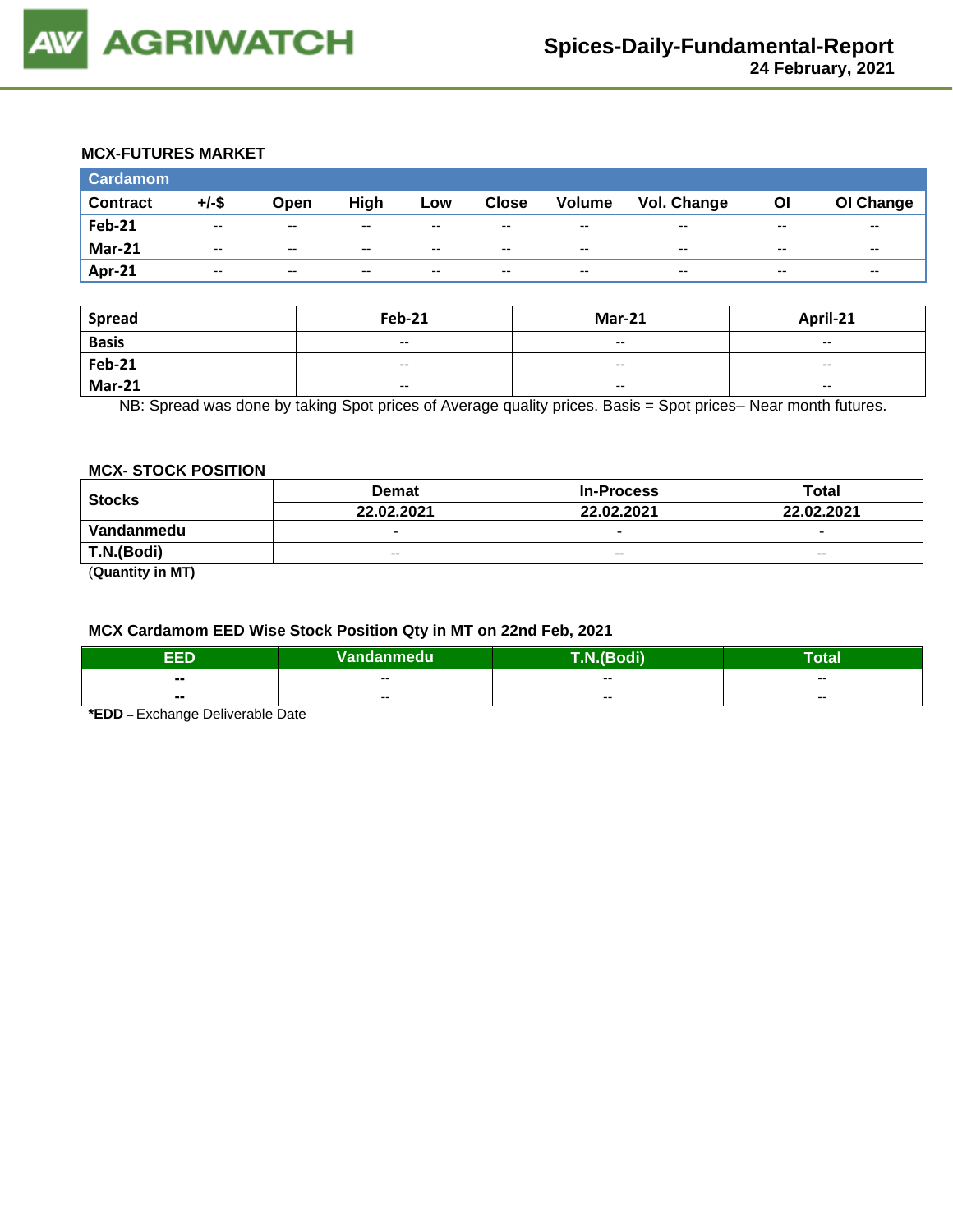## MCX-FUTURES MARKET

| Cardamom | | | | | | | | | |
|---|---|---|---|---|---|---|---|---|---|
| **Contract** | **+/-$** | **Open** | **High** | **Low** | **Close** | **Volume** | **Vol. Change** | **OI** | **OI Change** |
| Feb-21 | -- | -- | -- | -- | -- | -- | -- | -- | -- |
| Mar-21 | -- | -- | -- | -- | -- | -- | -- | -- | -- |
| Apr-21 | -- | -- | -- | -- | -- | -- | -- | -- | -- |

| Spread | Feb-21 | Mar-21 | April-21 |
|---|---|---|---|
| Basis | -- | -- | -- |
| Feb-21 | -- | -- | -- |
| Mar-21 | -- | -- | -- |

NB: Spread was done by taking Spot prices of Average quality prices. Basis = Spot prices– Near month futures.

## MCX- STOCK POSITION

| Stocks | Demat | In-Process | Total |
|---|---|---|---|
| | 22.02.2021 | 22.02.2021 | 22.02.2021 |
| Vandanmedu | - | - | - |
| T.N.(Bodi) | -- | -- | -- |

(**Quantity in MT)**

## MCX Cardamom EED Wise Stock Position Qty in MT on 22nd Feb, 2021

| EED | Vandanmedu | T.N.(Bodi) | Total |
|---|---|---|---|
| -- | -- | -- | -- |
| -- | -- | -- | -- |

***EDD** – Exchange Deliverable Date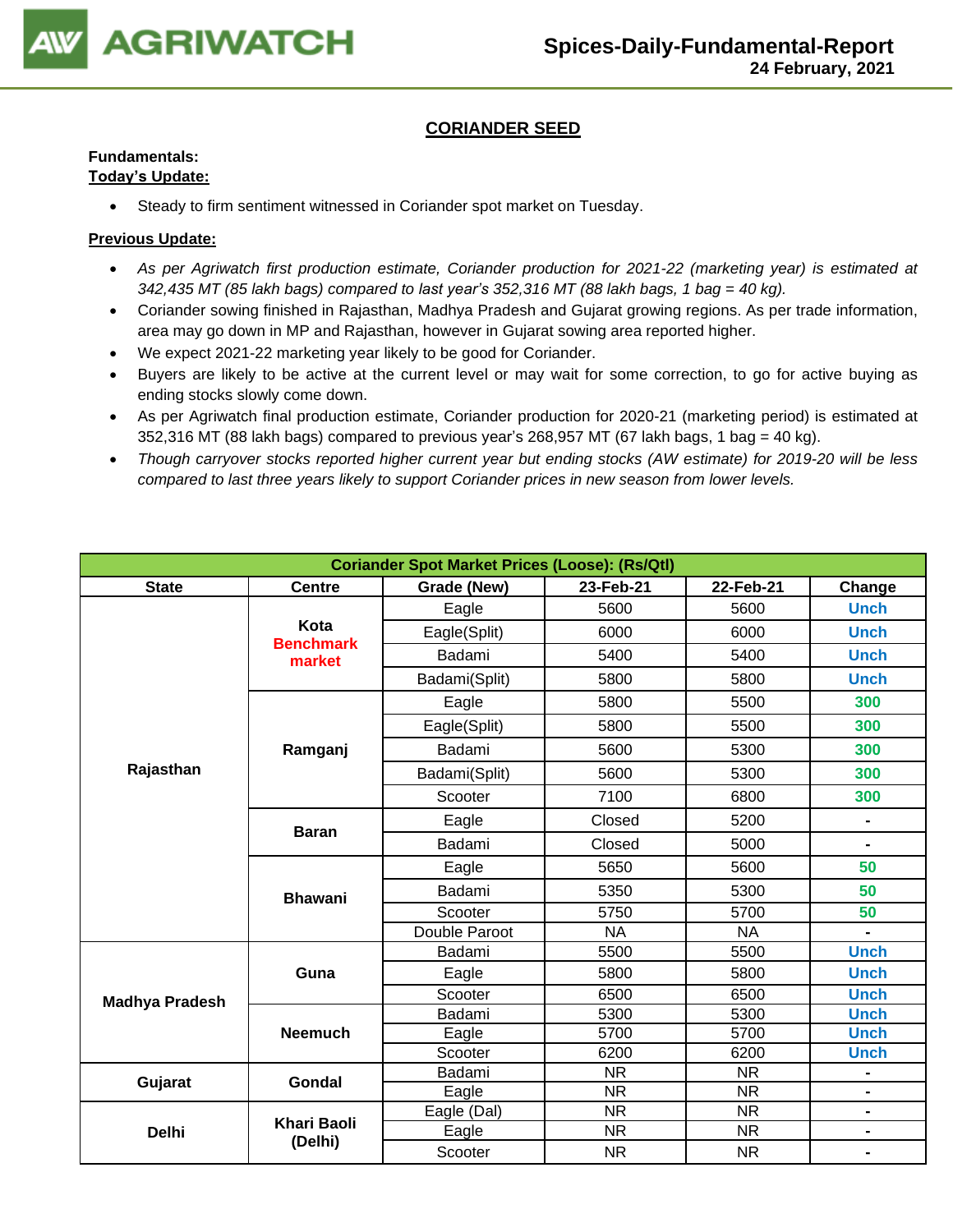## CORIANDER SEED

**Fundamentals:**
**Today's Update:**

- Steady to firm sentiment witnessed in Coriander spot market on Tuesday.

**Previous Update:**

- *As per Agriwatch first production estimate, Coriander production for 2021-22 (marketing year) is estimated at 342,435 MT (85 lakh bags) compared to last year's 352,316 MT (88 lakh bags, 1 bag = 40 kg).*
- Coriander sowing finished in Rajasthan, Madhya Pradesh and Gujarat growing regions. As per trade information, area may go down in MP and Rajasthan, however in Gujarat sowing area reported higher.
- We expect 2021-22 marketing year likely to be good for Coriander.
- Buyers are likely to be active at the current level or may wait for some correction, to go for active buying as ending stocks slowly come down.
- As per Agriwatch final production estimate, Coriander production for 2020-21 (marketing period) is estimated at 352,316 MT (88 lakh bags) compared to previous year's 268,957 MT (67 lakh bags, 1 bag = 40 kg).
- *Though carryover stocks reported higher current year but ending stocks (AW estimate) for 2019-20 will be less compared to last three years likely to support Coriander prices in new season from lower levels.*

| Coriander Spot Market Prices (Loose): (Rs/Qtl) | | | | | |
|---|---|---|---|---|---|
| **State** | **Centre** | **Grade (New)** | **23-Feb-21** | **22-Feb-21** | **Change** |
| Rajasthan | Kota Benchmark market | Eagle | 5600 | 5600 | Unch |
| | | Eagle(Split) | 6000 | 6000 | Unch |
| | | Badami | 5400 | 5400 | Unch |
| | | Badami(Split) | 5800 | 5800 | Unch |
| | Ramganj | Eagle | 5800 | 5500 | 300 |
| | | Eagle(Split) | 5800 | 5500 | 300 |
| | | Badami | 5600 | 5300 | 300 |
| | | Badami(Split) | 5600 | 5300 | 300 |
| | | Scooter | 7100 | 6800 | 300 |
| | Baran | Eagle | Closed | 5200 | - |
| | | Badami | Closed | 5000 | - |
| | Bhawani | Eagle | 5650 | 5600 | 50 |
| | | Badami | 5350 | 5300 | 50 |
| | | Scooter | 5750 | 5700 | 50 |
| | | Double Paroot | NA | NA | - |
| Madhya Pradesh | Guna | Badami | 5500 | 5500 | Unch |
| | | Eagle | 5800 | 5800 | Unch |
| | | Scooter | 6500 | 6500 | Unch |
| | Neemuch | Badami | 5300 | 5300 | Unch |
| | | Eagle | 5700 | 5700 | Unch |
| | | Scooter | 6200 | 6200 | Unch |
| Gujarat | Gondal | Badami | NR | NR | - |
| | | Eagle | NR | NR | - |
| Delhi | Khari Baoli (Delhi) | Eagle (Dal) | NR | NR | - |
| | | Eagle | NR | NR | - |
| | | Scooter | NR | NR | - |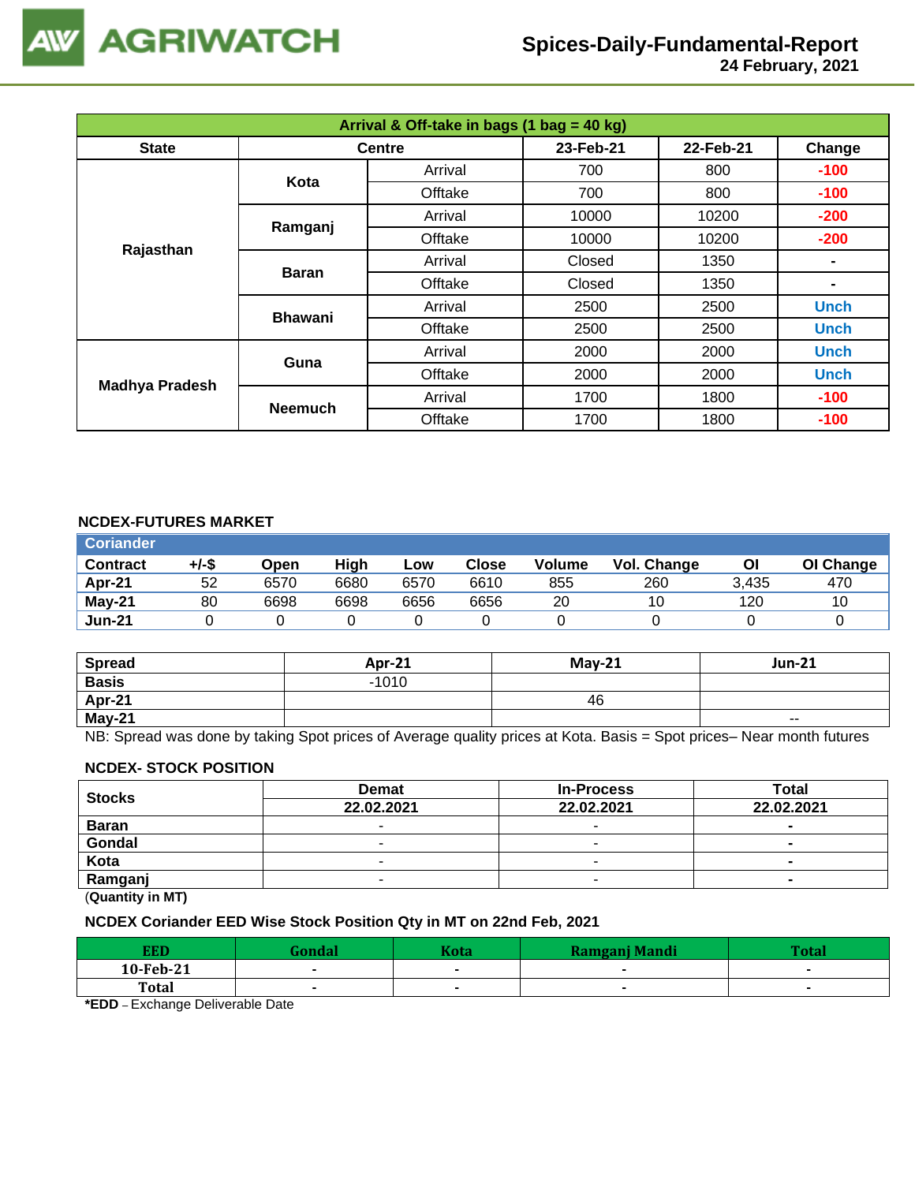## Spices-Daily-Fundamental-Report
**24 February, 2021**

| Arrival & Off-take in bags (1 bag = 40 kg) | | | | | |
|---|---|---|---|---|---|
| **State** | **Centre** | | **23-Feb-21** | **22-Feb-21** | **Change** |
| **Rajasthan** | **Kota** | Arrival | 700 | 800 | -100 |
| | | Offtake | 700 | 800 | -100 |
| | **Ramganj** | Arrival | 10000 | 10200 | -200 |
| | | Offtake | 10000 | 10200 | -200 |
| | **Baran** | Arrival | Closed | 1350 | - |
| | | Offtake | Closed | 1350 | - |
| | **Bhawani** | Arrival | 2500 | 2500 | Unch |
| | | Offtake | 2500 | 2500 | Unch |
| **Madhya Pradesh** | **Guna** | Arrival | 2000 | 2000 | Unch |
| | | Offtake | 2000 | 2000 | Unch |
| | **Neemuch** | Arrival | 1700 | 1800 | -100 |
| | | Offtake | 1700 | 1800 | -100 |

### NCDEX-FUTURES MARKET

| Coriander | | | | | | | | | |
|---|---|---|---|---|---|---|---|---|---|
| **Contract** | **+/-$** | **Open** | **High** | **Low** | **Close** | **Volume** | **Vol. Change** | **OI** | **OI Change** |
| **Apr-21** | 52 | 6570 | 6680 | 6570 | 6610 | 855 | 260 | 3,435 | 470 |
| **May-21** | 80 | 6698 | 6698 | 6656 | 6656 | 20 | 10 | 120 | 10 |
| **Jun-21** | 0 | 0 | 0 | 0 | 0 | 0 | 0 | 0 | 0 |

| **Spread** | **Apr-21** | **May-21** | **Jun-21** |
|---|---|---|---|
| **Basis** | -1010 | | |
| **Apr-21** | | 46 | |
| **May-21** | | | -- |

NB: Spread was done by taking Spot prices of Average quality prices at Kota. Basis = Spot prices– Near month futures

### NCDEX- STOCK POSITION

| **Stocks** | **Demat** | **In-Process** | **Total** |
|---|---|---|---|
| | **22.02.2021** | **22.02.2021** | **22.02.2021** |
| **Baran** | - | - | - |
| **Gondal** | - | - | - |
| **Kota** | - | - | - |
| **Ramganj** | - | - | - |

(**Quantity in MT**)

### NCDEX Coriander EED Wise Stock Position Qty in MT on 22nd Feb, 2021

| **EED** | **Gondal** | **Kota** | **Ramganj Mandi** | **Total** |
|---|---|---|---|---|
| **10-Feb-21** | - | - | - | - |
| **Total** | - | - | - | - |

***EDD** – Exchange Deliverable Date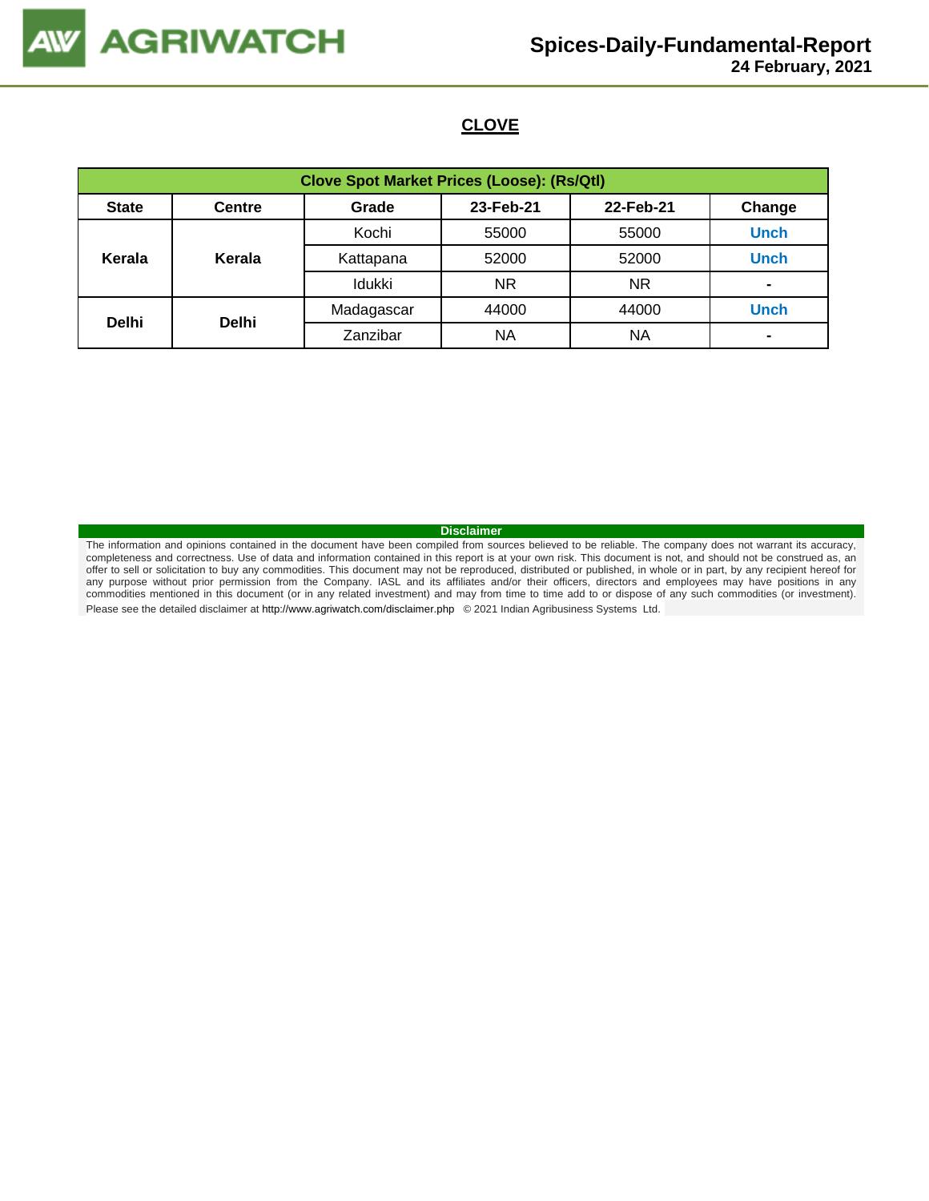## CLOVE

| Clove Spot Market Prices (Loose): (Rs/Qtl) | | | | | |
|---|---|---|---|---|---|
| **State** | **Centre** | **Grade** | **23-Feb-21** | **22-Feb-21** | **Change** |
| **Kerala** | **Kerala** | Kochi | 55000 | 55000 | **Unch** |
| | | Kattapana | 52000 | 52000 | **Unch** |
| | | Idukki | NR | NR | - |
| **Delhi** | **Delhi** | Madagascar | 44000 | 44000 | **Unch** |
| | | Zanzibar | NA | NA | - |

**Disclaimer**

The information and opinions contained in the document have been compiled from sources believed to be reliable. The company does not warrant its accuracy, completeness and correctness. Use of data and information contained in this report is at your own risk. This document is not, and should not be construed as, an offer to sell or solicitation to buy any commodities. This document may not be reproduced, distributed or published, in whole or in part, by any recipient hereof for any purpose without prior permission from the Company. IASL and its affiliates and/or their officers, directors and employees may have positions in any commodities mentioned in this document (or in any related investment) and may from time to time add to or dispose of any such commodities (or investment). Please see the detailed disclaimer at http://www.agriwatch.com/disclaimer.php © 2021 Indian Agribusiness Systems Ltd.